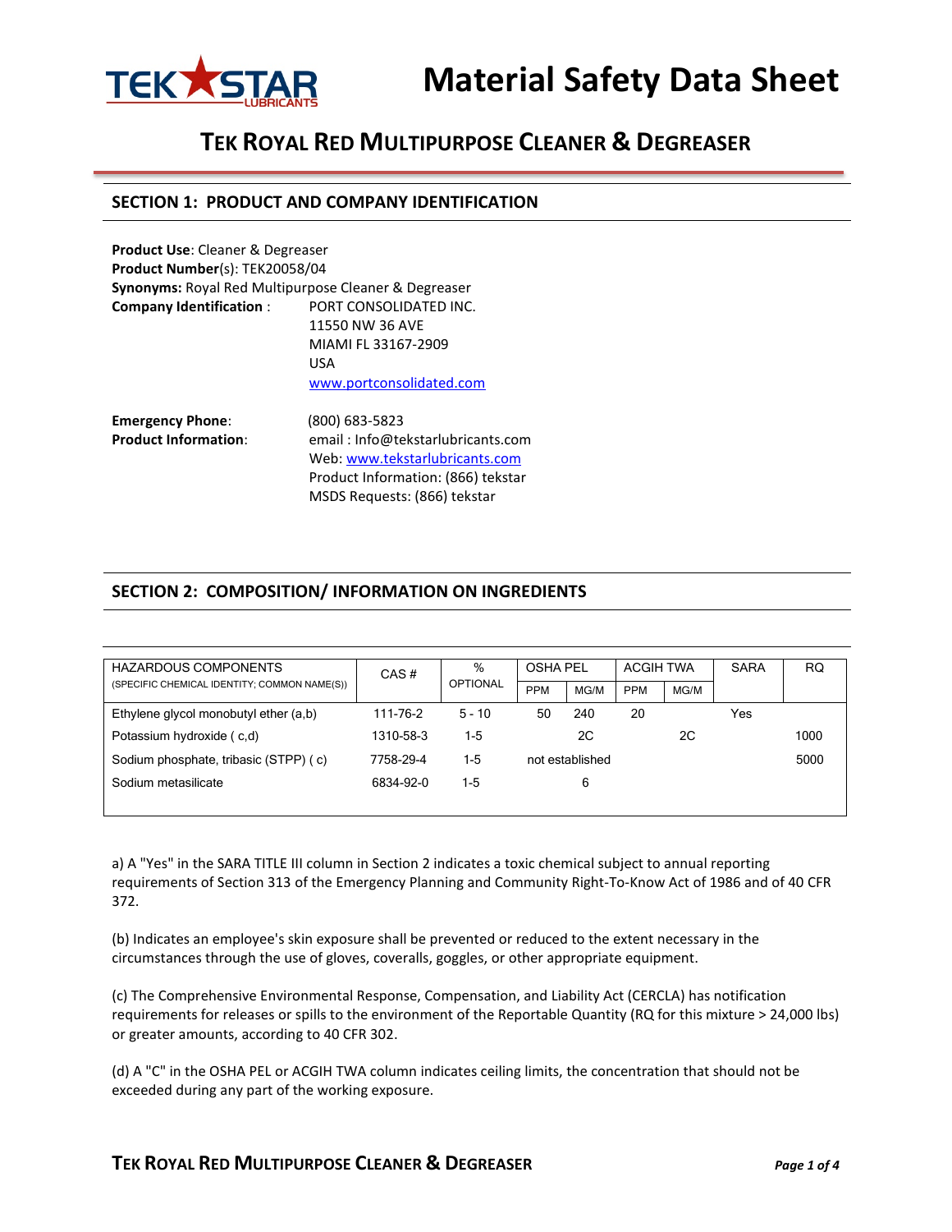# Material Safety Data Sheet

## TEK ROYAL RED MULTIPURPOSE CLEANER & DEGREASER

## SECTION 1: PRODUCT AND COMPANY IDENTIFICATION

**Product Use**: Cleaner & Degreaser
**Product Number**(s): TEK20058/04
**Synonyms:** Royal Red Multipurpose Cleaner & Degreaser
**Company Identification** : PORT CONSOLIDATED INC.
11550 NW 36 AVE
MIAMI FL 33167-2909
USA
www.portconsolidated.com

**Emergency Phone**: (800) 683-5823
**Product Information**: email : Info@tekstarlubricants.com
Web: www.tekstarlubricants.com
Product Information: (866) tekstar
MSDS Requests: (866) tekstar

## SECTION 2: COMPOSITION/ INFORMATION ON INGREDIENTS

| HAZARDOUS COMPONENTS (SPECIFIC CHEMICAL IDENTITY; COMMON NAME(S)) | CAS # | % OPTIONAL | OSHA PEL | | ACGIH TWA | | SARA | RQ |
|---|---|---|---|---|---|---|---|---|
| | | | PPM | MG/M | PPM | MG/M | | |
| Ethylene glycol monobutyl ether (a,b) | 111-76-2 | 5 - 10 | 50 | 240 | 20 | | Yes | |
| Potassium hydroxide ( c,d) | 1310-58-3 | 1-5 | | 2C | | 2C | | 1000 |
| Sodium phosphate, tribasic (STPP) ( c) | 7758-29-4 | 1-5 | not established | | | | | 5000 |
| Sodium metasilicate | 6834-92-0 | 1-5 | | 6 | | | | |

a) A "Yes" in the SARA TITLE III column in Section 2 indicates a toxic chemical subject to annual reporting requirements of Section 313 of the Emergency Planning and Community Right-To-Know Act of 1986 and of 40 CFR 372.

(b) Indicates an employee's skin exposure shall be prevented or reduced to the extent necessary in the circumstances through the use of gloves, coveralls, goggles, or other appropriate equipment.

(c) The Comprehensive Environmental Response, Compensation, and Liability Act (CERCLA) has notification requirements for releases or spills to the environment of the Reportable Quantity (RQ for this mixture > 24,000 lbs) or greater amounts, according to 40 CFR 302.

(d) A "C" in the OSHA PEL or ACGIH TWA column indicates ceiling limits, the concentration that should not be exceeded during any part of the working exposure.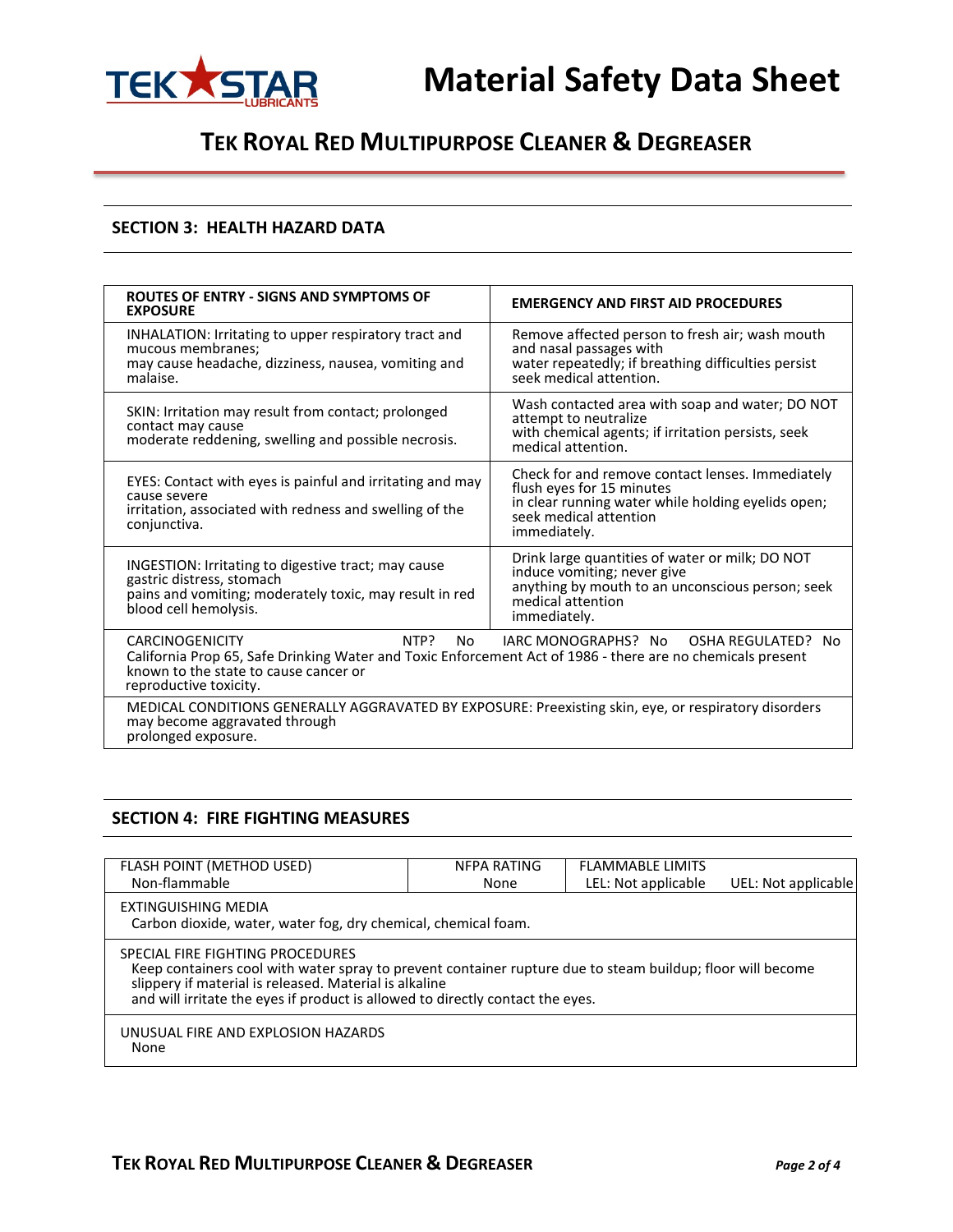## SECTION 3: HEALTH HAZARD DATA

| ROUTES OF ENTRY - SIGNS AND SYMPTOMS OF EXPOSURE | EMERGENCY AND FIRST AID PROCEDURES |
|---|---|
| INHALATION: Irritating to upper respiratory tract and mucous membranes; may cause headache, dizziness, nausea, vomiting and malaise. | Remove affected person to fresh air; wash mouth and nasal passages with water repeatedly; if breathing difficulties persist seek medical attention. |
| SKIN: Irritation may result from contact; prolonged contact may cause moderate reddening, swelling and possible necrosis. | Wash contacted area with soap and water; DO NOT attempt to neutralize with chemical agents; if irritation persists, seek medical attention. |
| EYES: Contact with eyes is painful and irritating and may cause severe irritation, associated with redness and swelling of the conjunctiva. | Check for and remove contact lenses. Immediately flush eyes for 15 minutes in clear running water while holding eyelids open; seek medical attention immediately. |
| INGESTION: Irritating to digestive tract; may cause gastric distress, stomach pains and vomiting; moderately toxic, may result in red blood cell hemolysis. | Drink large quantities of water or milk; DO NOT induce vomiting; never give anything by mouth to an unconscious person; seek medical attention immediately. |
| CARCINOGENICITY NTP? No IARC MONOGRAPHS? No OSHA REGULATED? No California Prop 65, Safe Drinking Water and Toxic Enforcement Act of 1986 - there are no chemicals present known to the state to cause cancer or reproductive toxicity. | |
| MEDICAL CONDITIONS GENERALLY AGGRAVATED BY EXPOSURE: Preexisting skin, eye, or respiratory disorders may become aggravated through prolonged exposure. | |

## SECTION 4: FIRE FIGHTING MEASURES

| FLASH POINT (METHOD USED) | NFPA RATING | FLAMMABLE LIMITS | |
|---|---|---|---|
| Non-flammable | None | LEL: Not applicable | UEL: Not applicable |

EXTINGUISHING MEDIA
Carbon dioxide, water, water fog, dry chemical, chemical foam.

SPECIAL FIRE FIGHTING PROCEDURES
Keep containers cool with water spray to prevent container rupture due to steam buildup; floor will become slippery if material is released. Material is alkaline and will irritate the eyes if product is allowed to directly contact the eyes.

UNUSUAL FIRE AND EXPLOSION HAZARDS
None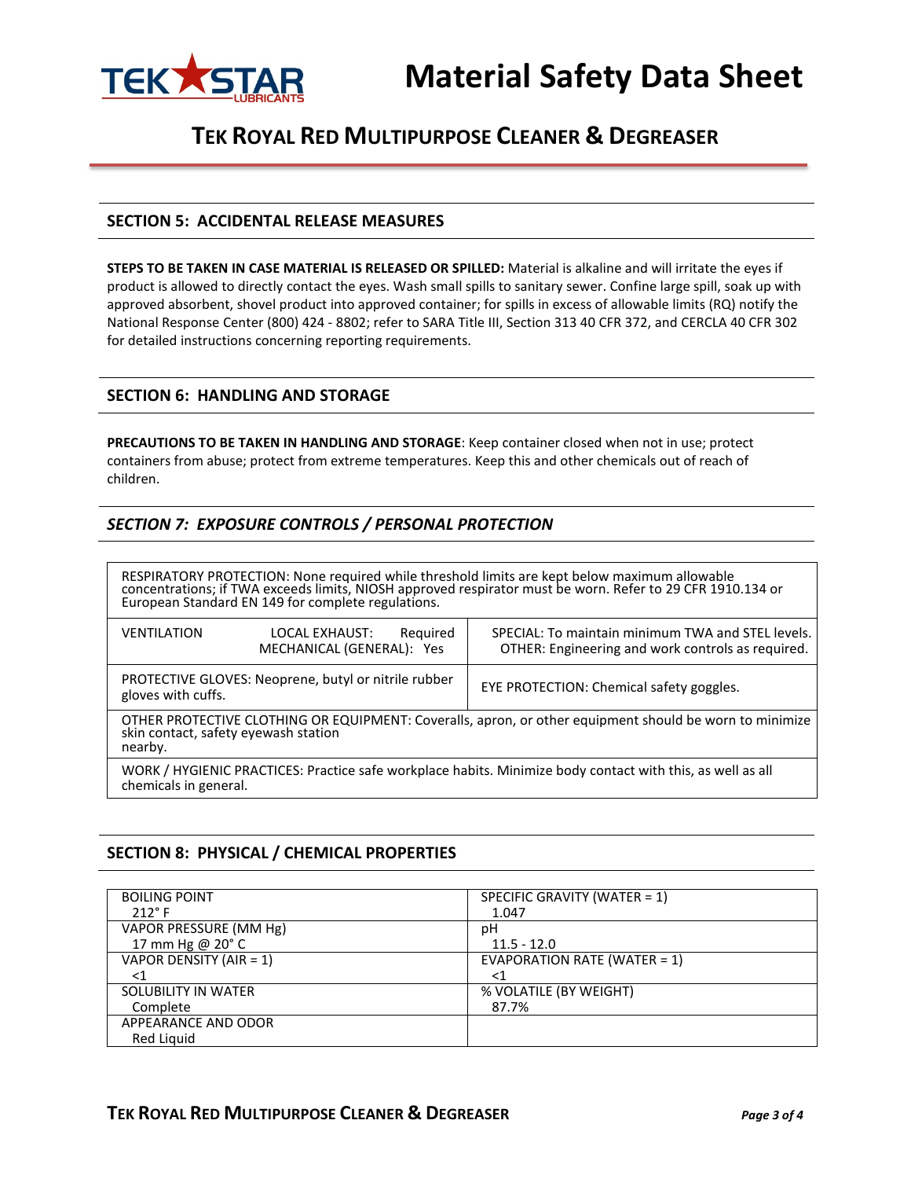# Material Safety Data Sheet

## TEK ROYAL RED MULTIPURPOSE CLEANER & DEGREASER

### SECTION 5: ACCIDENTAL RELEASE MEASURES

**STEPS TO BE TAKEN IN CASE MATERIAL IS RELEASED OR SPILLED:** Material is alkaline and will irritate the eyes if product is allowed to directly contact the eyes. Wash small spills to sanitary sewer. Confine large spill, soak up with approved absorbent, shovel product into approved container; for spills in excess of allowable limits (RQ) notify the National Response Center (800) 424 - 8802; refer to SARA Title III, Section 313 40 CFR 372, and CERCLA 40 CFR 302 for detailed instructions concerning reporting requirements.

### SECTION 6: HANDLING AND STORAGE

**PRECAUTIONS TO BE TAKEN IN HANDLING AND STORAGE**: Keep container closed when not in use; protect containers from abuse; protect from extreme temperatures. Keep this and other chemicals out of reach of children.

### *SECTION 7: EXPOSURE CONTROLS / PERSONAL PROTECTION*

| | |
|---|---|
| RESPIRATORY PROTECTION: None required while threshold limits are kept below maximum allowable concentrations; if TWA exceeds limits, NIOSH approved respirator must be worn. Refer to 29 CFR 1910.134 or European Standard EN 149 for complete regulations. | |
| VENTILATION LOCAL EXHAUST: Required MECHANICAL (GENERAL): Yes | SPECIAL: To maintain minimum TWA and STEL levels. OTHER: Engineering and work controls as required. |
| PROTECTIVE GLOVES: Neoprene, butyl or nitrile rubber gloves with cuffs. | EYE PROTECTION: Chemical safety goggles. |
| OTHER PROTECTIVE CLOTHING OR EQUIPMENT: Coveralls, apron, or other equipment should be worn to minimize skin contact, safety eyewash station nearby. | |
| WORK / HYGIENIC PRACTICES: Practice safe workplace habits. Minimize body contact with this, as well as all chemicals in general. | |

### SECTION 8: PHYSICAL / CHEMICAL PROPERTIES

| | |
|---|---|
| BOILING POINT<br>212° F | SPECIFIC GRAVITY (WATER = 1)<br>1.047 |
| VAPOR PRESSURE (MM Hg)<br>17 mm Hg @ 20° C | pH<br>11.5 - 12.0 |
| VAPOR DENSITY (AIR = 1)<br><1 | EVAPORATION RATE (WATER = 1)<br><1 |
| SOLUBILITY IN WATER<br>Complete | % VOLATILE (BY WEIGHT)<br>87.7% |
| APPEARANCE AND ODOR<br>Red Liquid | |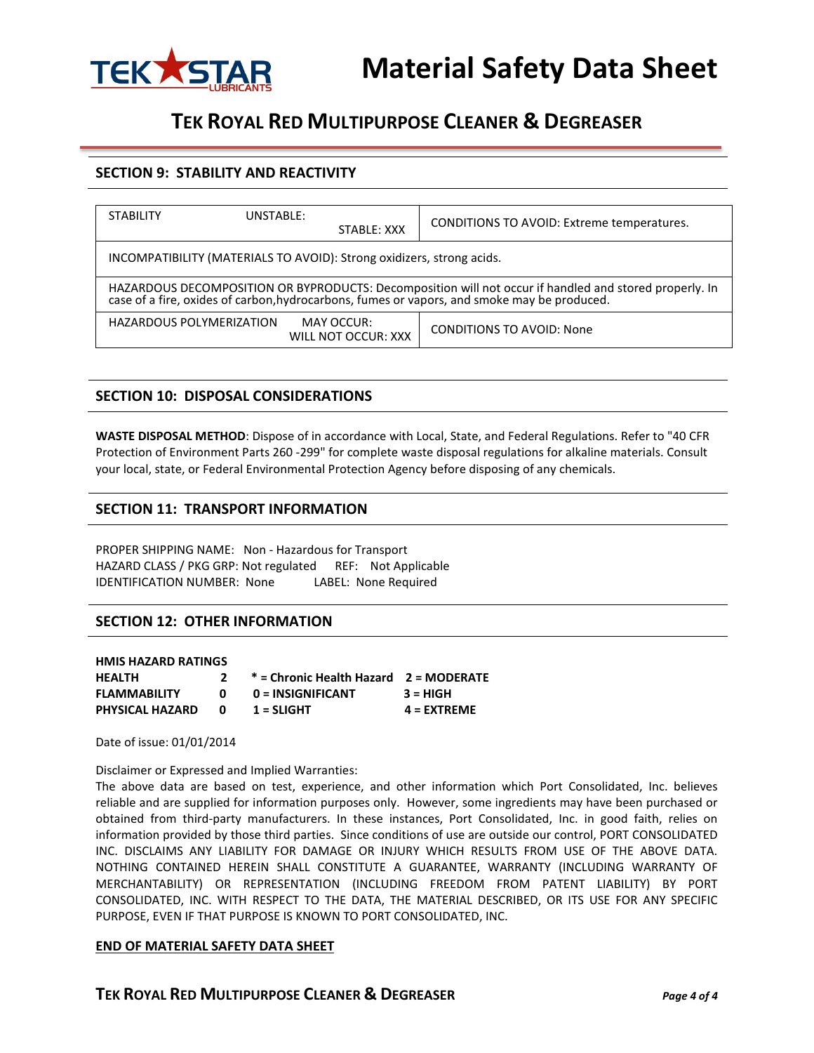# Material Safety Data Sheet

# TEK ROYAL RED MULTIPURPOSE CLEANER & DEGREASER

## SECTION 9: STABILITY AND REACTIVITY

| | | |
|---|---|---|
| STABILITY | UNSTABLE: STABLE: XXX | CONDITIONS TO AVOID: Extreme temperatures. |
| INCOMPATIBILITY (MATERIALS TO AVOID): Strong oxidizers, strong acids. | | |
| HAZARDOUS DECOMPOSITION OR BYPRODUCTS: Decomposition will not occur if handled and stored properly. In case of a fire, oxides of carbon,hydrocarbons, fumes or vapors, and smoke may be produced. | | |
| HAZARDOUS POLYMERIZATION | MAY OCCUR: WILL NOT OCCUR: XXX | CONDITIONS TO AVOID: None |

## SECTION 10: DISPOSAL CONSIDERATIONS

**WASTE DISPOSAL METHOD**: Dispose of in accordance with Local, State, and Federal Regulations. Refer to "40 CFR Protection of Environment Parts 260 -299" for complete waste disposal regulations for alkaline materials. Consult your local, state, or Federal Environmental Protection Agency before disposing of any chemicals.

## SECTION 11: TRANSPORT INFORMATION

PROPER SHIPPING NAME: Non - Hazardous for Transport
HAZARD CLASS / PKG GRP: Not regulated REF: Not Applicable
IDENTIFICATION NUMBER: None LABEL: None Required

## SECTION 12: OTHER INFORMATION

| **HMIS HAZARD RATINGS** | | | |
|---|---|---|---|
| **HEALTH** | **2** | **\* = Chronic Health Hazard** | **2 = MODERATE** |
| **FLAMMABILITY** | **0** | **0 = INSIGNIFICANT** | **3 = HIGH** |
| **PHYSICAL HAZARD** | **0** | **1 = SLIGHT** | **4 = EXTREME** |

Date of issue: 01/01/2014

Disclaimer or Expressed and Implied Warranties:
The above data are based on test, experience, and other information which Port Consolidated, Inc. believes reliable and are supplied for information purposes only. However, some ingredients may have been purchased or obtained from third-party manufacturers. In these instances, Port Consolidated, Inc. in good faith, relies on information provided by those third parties. Since conditions of use are outside our control, PORT CONSOLIDATED INC. DISCLAIMS ANY LIABILITY FOR DAMAGE OR INJURY WHICH RESULTS FROM USE OF THE ABOVE DATA. NOTHING CONTAINED HEREIN SHALL CONSTITUTE A GUARANTEE, WARRANTY (INCLUDING WARRANTY OF MERCHANTABILITY) OR REPRESENTATION (INCLUDING FREEDOM FROM PATENT LIABILITY) BY PORT CONSOLIDATED, INC. WITH RESPECT TO THE DATA, THE MATERIAL DESCRIBED, OR ITS USE FOR ANY SPECIFIC PURPOSE, EVEN IF THAT PURPOSE IS KNOWN TO PORT CONSOLIDATED, INC.

**END OF MATERIAL SAFETY DATA SHEET**